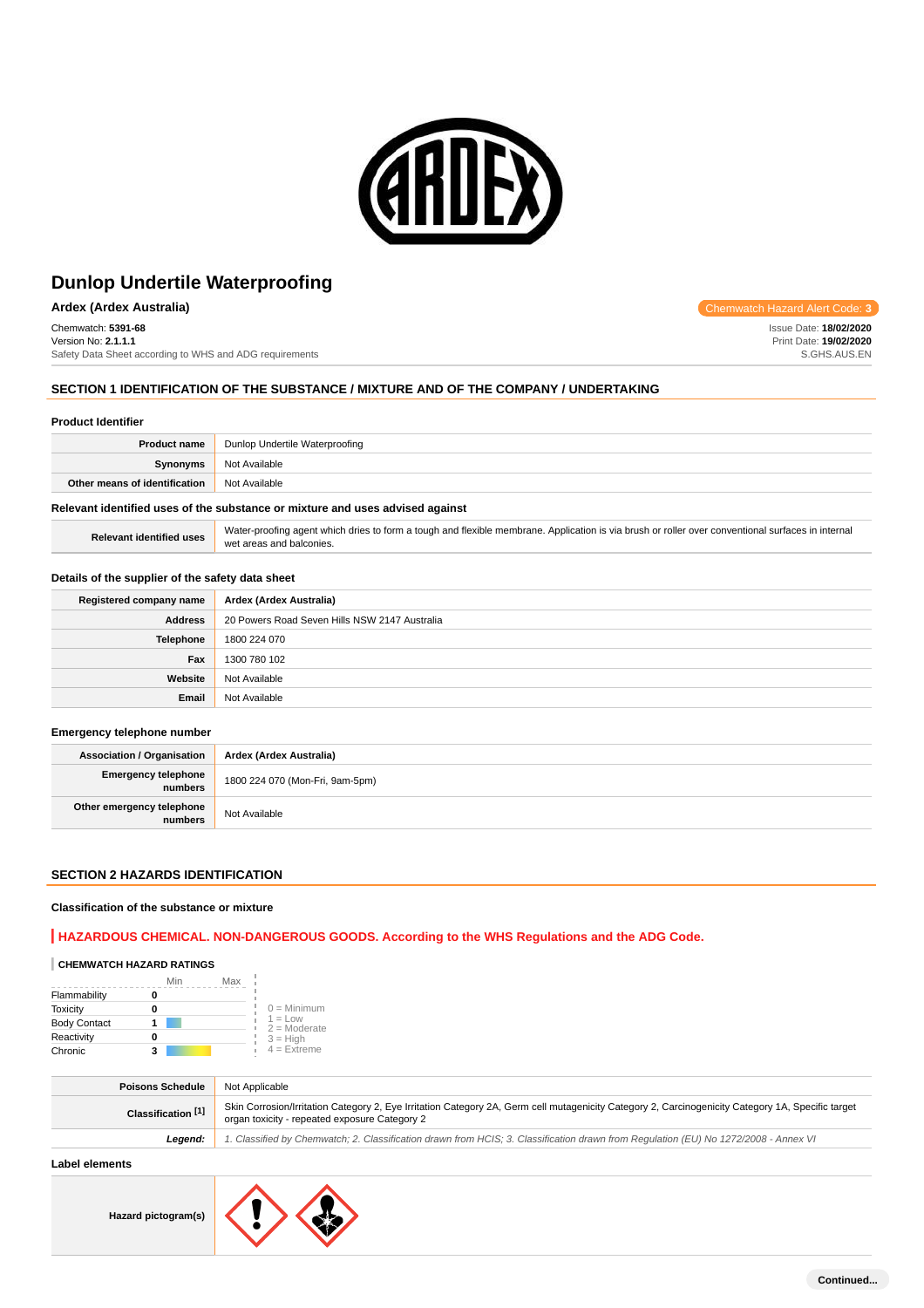# Dunlop Undertile Waterproofing

**Ardex (Ardex Australia)**

Chemwatch Hazard Alert Code: **3**

Chemwatch: **5391-68**
Version No: **2.1.1.1**
Safety Data Sheet according to WHS and ADG requirements

Issue Date: **18/02/2020**
Print Date: **19/02/2020**
S.GHS.AUS.EN

## SECTION 1 IDENTIFICATION OF THE SUBSTANCE / MIXTURE AND OF THE COMPANY / UNDERTAKING

### Product Identifier

| | |
|---|---|
| **Product name** | Dunlop Undertile Waterproofing |
| **Synonyms** | Not Available |
| **Other means of identification** | Not Available |

### Relevant identified uses of the substance or mixture and uses advised against

| | |
|---|---|
| **Relevant identified uses** | Water-proofing agent which dries to form a tough and flexible membrane. Application is via brush or roller over conventional surfaces in internal wet areas and balconies. |

### Details of the supplier of the safety data sheet

| | |
|---|---|
| **Registered company name** | Ardex (Ardex Australia) |
| **Address** | 20 Powers Road Seven Hills NSW 2147 Australia |
| **Telephone** | 1800 224 070 |
| **Fax** | 1300 780 102 |
| **Website** | Not Available |
| **Email** | Not Available |

### Emergency telephone number

| | |
|---|---|
| **Association / Organisation** | Ardex (Ardex Australia) |
| **Emergency telephone numbers** | 1800 224 070 (Mon-Fri, 9am-5pm) |
| **Other emergency telephone numbers** | Not Available |

## SECTION 2 HAZARDS IDENTIFICATION

### Classification of the substance or mixture

**HAZARDOUS CHEMICAL. NON-DANGEROUS GOODS. According to the WHS Regulations and the ADG Code.**

**CHEMWATCH HAZARD RATINGS**

| | Rating |
|---|---|
| Flammability | 0 |
| Toxicity | 0 |
| Body Contact | 1 |
| Reactivity | 0 |
| Chronic | 3 |

0 = Minimum
1 = Low
2 = Moderate
3 = High
4 = Extreme

| | |
|---|---|
| **Poisons Schedule** | Not Applicable |
| **Classification [1]** | Skin Corrosion/Irritation Category 2, Eye Irritation Category 2A, Germ cell mutagenicity Category 2, Carcinogenicity Category 1A, Specific target organ toxicity - repeated exposure Category 2 |
| ***Legend:*** | *1. Classified by Chemwatch; 2. Classification drawn from HCIS; 3. Classification drawn from Regulation (EU) No 1272/2008 - Annex VI* |

### Label elements

| | |
|---|---|
| **Hazard pictogram(s)** | |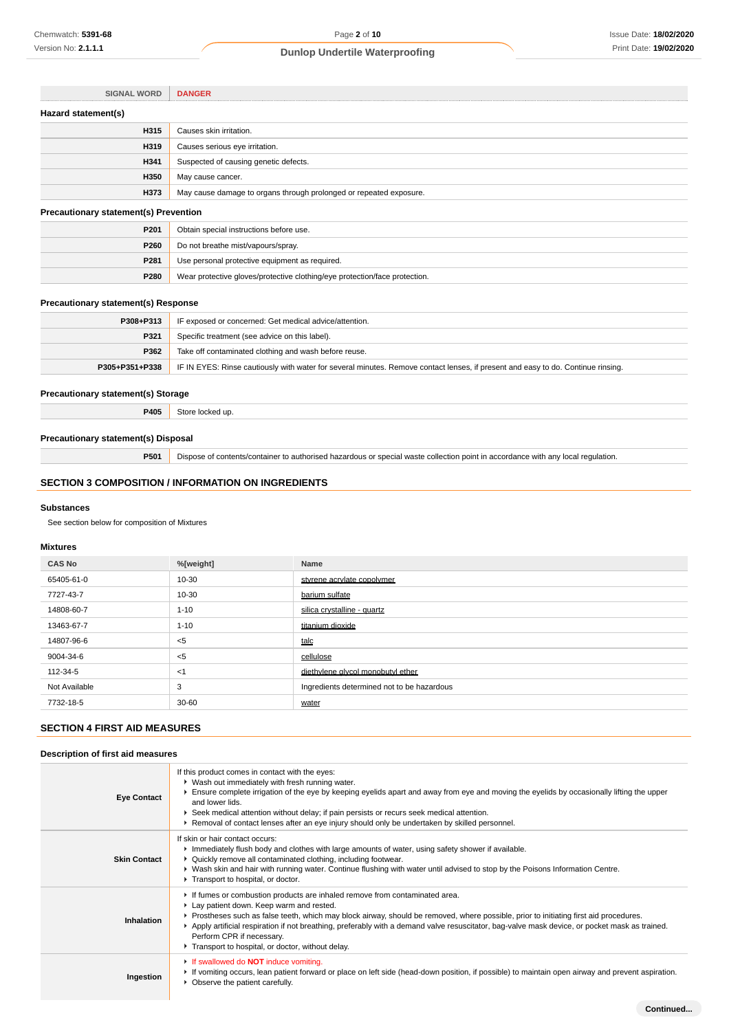| SIGNAL WORD | DANGER |
|---|---|

### Hazard statement(s)

| | |
|---|---|
| **H315** | Causes skin irritation. |
| **H319** | Causes serious eye irritation. |
| **H341** | Suspected of causing genetic defects. |
| **H350** | May cause cancer. |
| **H373** | May cause damage to organs through prolonged or repeated exposure. |

### Precautionary statement(s) Prevention

| | |
|---|---|
| **P201** | Obtain special instructions before use. |
| **P260** | Do not breathe mist/vapours/spray. |
| **P281** | Use personal protective equipment as required. |
| **P280** | Wear protective gloves/protective clothing/eye protection/face protection. |

### Precautionary statement(s) Response

| | |
|---|---|
| **P308+P313** | IF exposed or concerned: Get medical advice/attention. |
| **P321** | Specific treatment (see advice on this label). |
| **P362** | Take off contaminated clothing and wash before reuse. |
| **P305+P351+P338** | IF IN EYES: Rinse cautiously with water for several minutes. Remove contact lenses, if present and easy to do. Continue rinsing. |

### Precautionary statement(s) Storage

| | |
|---|---|
| **P405** | Store locked up. |

### Precautionary statement(s) Disposal

| | |
|---|---|
| **P501** | Dispose of contents/container to authorised hazardous or special waste collection point in accordance with any local regulation. |

## SECTION 3 COMPOSITION / INFORMATION ON INGREDIENTS

### Substances

See section below for composition of Mixtures

### Mixtures

| CAS No | %[weight] | Name |
|---|---|---|
| 65405-61-0 | 10-30 | styrene acrylate copolymer |
| 7727-43-7 | 10-30 | barium sulfate |
| 14808-60-7 | 1-10 | silica crystalline - quartz |
| 13463-67-7 | 1-10 | titanium dioxide |
| 14807-96-6 | <5 | talc |
| 9004-34-6 | <5 | cellulose |
| 112-34-5 | <1 | diethylene glycol monobutyl ether |
| Not Available | 3 | Ingredients determined not to be hazardous |
| 7732-18-5 | 30-60 | water |

## SECTION 4 FIRST AID MEASURES

### Description of first aid measures

| | |
|---|---|
| **Eye Contact** | If this product comes in contact with the eyes:<br>▸ Wash out immediately with fresh running water.<br>▸ Ensure complete irrigation of the eye by keeping eyelids apart and away from eye and moving the eyelids by occasionally lifting the upper and lower lids.<br>▸ Seek medical attention without delay; if pain persists or recurs seek medical attention.<br>▸ Removal of contact lenses after an eye injury should only be undertaken by skilled personnel. |
| **Skin Contact** | If skin or hair contact occurs:<br>▸ Immediately flush body and clothes with large amounts of water, using safety shower if available.<br>▸ Quickly remove all contaminated clothing, including footwear.<br>▸ Wash skin and hair with running water. Continue flushing with water until advised to stop by the Poisons Information Centre.<br>▸ Transport to hospital, or doctor. |
| **Inhalation** | ▸ If fumes or combustion products are inhaled remove from contaminated area.<br>▸ Lay patient down. Keep warm and rested.<br>▸ Prostheses such as false teeth, which may block airway, should be removed, where possible, prior to initiating first aid procedures.<br>▸ Apply artificial respiration if not breathing, preferably with a demand valve resuscitator, bag-valve mask device, or pocket mask as trained. Perform CPR if necessary.<br>▸ Transport to hospital, or doctor, without delay. |
| **Ingestion** | ▸ If swallowed do **NOT** induce vomiting.<br>▸ If vomiting occurs, lean patient forward or place on left side (head-down position, if possible) to maintain open airway and prevent aspiration.<br>▸ Observe the patient carefully. |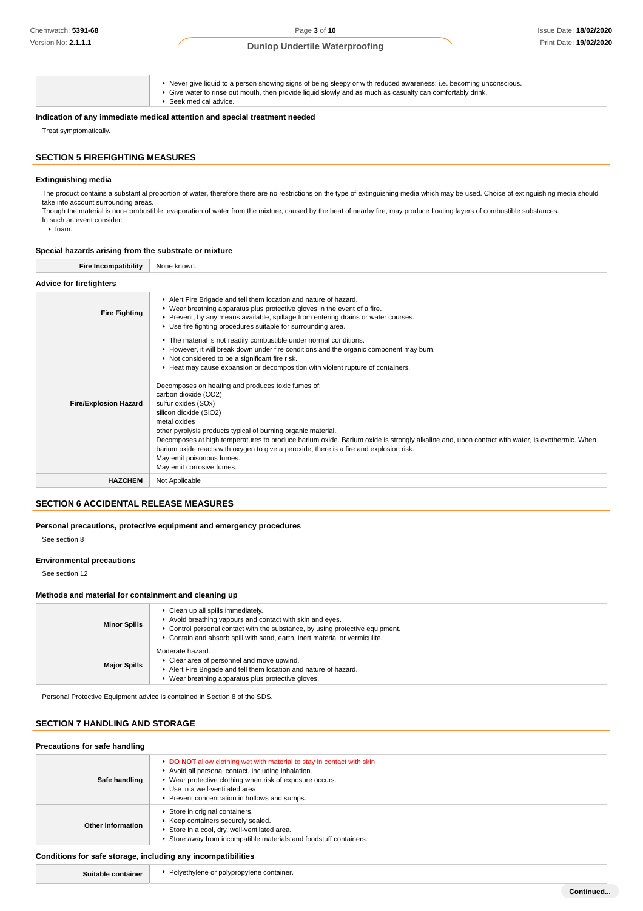|  |  |
|---|---|
|  | - Never give liquid to a person showing signs of being sleepy or with reduced awareness; i.e. becoming unconscious.<br>- Give water to rinse out mouth, then provide liquid slowly and as much as casualty can comfortably drink.<br>- Seek medical advice. |

**Indication of any immediate medical attention and special treatment needed**

Treat symptomatically.

## SECTION 5 FIREFIGHTING MEASURES

### Extinguishing media

The product contains a substantial proportion of water, therefore there are no restrictions on the type of extinguishing media which may be used. Choice of extinguishing media should take into account surrounding areas.
Though the material is non-combustible, evaporation of water from the mixture, caused by the heat of nearby fire, may produce floating layers of combustible substances.
In such an event consider:
- foam.

### Special hazards arising from the substrate or mixture

| Fire Incompatibility | None known. |
|---|---|

### Advice for firefighters

|  |  |
|---|---|
| **Fire Fighting** | - Alert Fire Brigade and tell them location and nature of hazard.<br>- Wear breathing apparatus plus protective gloves in the event of a fire.<br>- Prevent, by any means available, spillage from entering drains or water courses.<br>- Use fire fighting procedures suitable for surrounding area. |
| **Fire/Explosion Hazard** | - The material is not readily combustible under normal conditions.<br>- However, it will break down under fire conditions and the organic component may burn.<br>- Not considered to be a significant fire risk.<br>- Heat may cause expansion or decomposition with violent rupture of containers.<br><br>Decomposes on heating and produces toxic fumes of:<br>carbon dioxide ($CO_2$)<br>sulfur oxides ($SO_x$)<br>silicon dioxide ($SiO_2$)<br>metal oxides<br>other pyrolysis products typical of burning organic material.<br>Decomposes at high temperatures to produce barium oxide. Barium oxide is strongly alkaline and, upon contact with water, is exothermic. When barium oxide reacts with oxygen to give a peroxide, there is a fire and explosion risk.<br>May emit poisonous fumes.<br>May emit corrosive fumes. |
| **HAZCHEM** | Not Applicable |

## SECTION 6 ACCIDENTAL RELEASE MEASURES

### Personal precautions, protective equipment and emergency procedures

See section 8

### Environmental precautions

See section 12

### Methods and material for containment and cleaning up

|  |  |
|---|---|
| **Minor Spills** | - Clean up all spills immediately.<br>- Avoid breathing vapours and contact with skin and eyes.<br>- Control personal contact with the substance, by using protective equipment.<br>- Contain and absorb spill with sand, earth, inert material or vermiculite. |
| **Major Spills** | Moderate hazard.<br>- Clear area of personnel and move upwind.<br>- Alert Fire Brigade and tell them location and nature of hazard.<br>- Wear breathing apparatus plus protective gloves. |

Personal Protective Equipment advice is contained in Section 8 of the SDS.

## SECTION 7 HANDLING AND STORAGE

### Precautions for safe handling

|  |  |
|---|---|
| **Safe handling** | - **DO NOT** allow clothing wet with material to stay in contact with skin<br>- Avoid all personal contact, including inhalation.<br>- Wear protective clothing when risk of exposure occurs.<br>- Use in a well-ventilated area.<br>- Prevent concentration in hollows and sumps. |
| **Other information** | - Store in original containers.<br>- Keep containers securely sealed.<br>- Store in a cool, dry, well-ventilated area.<br>- Store away from incompatible materials and foodstuff containers. |

### Conditions for safe storage, including any incompatibilities

| Suitable container | - Polyethylene or polypropylene container. |
|---|---|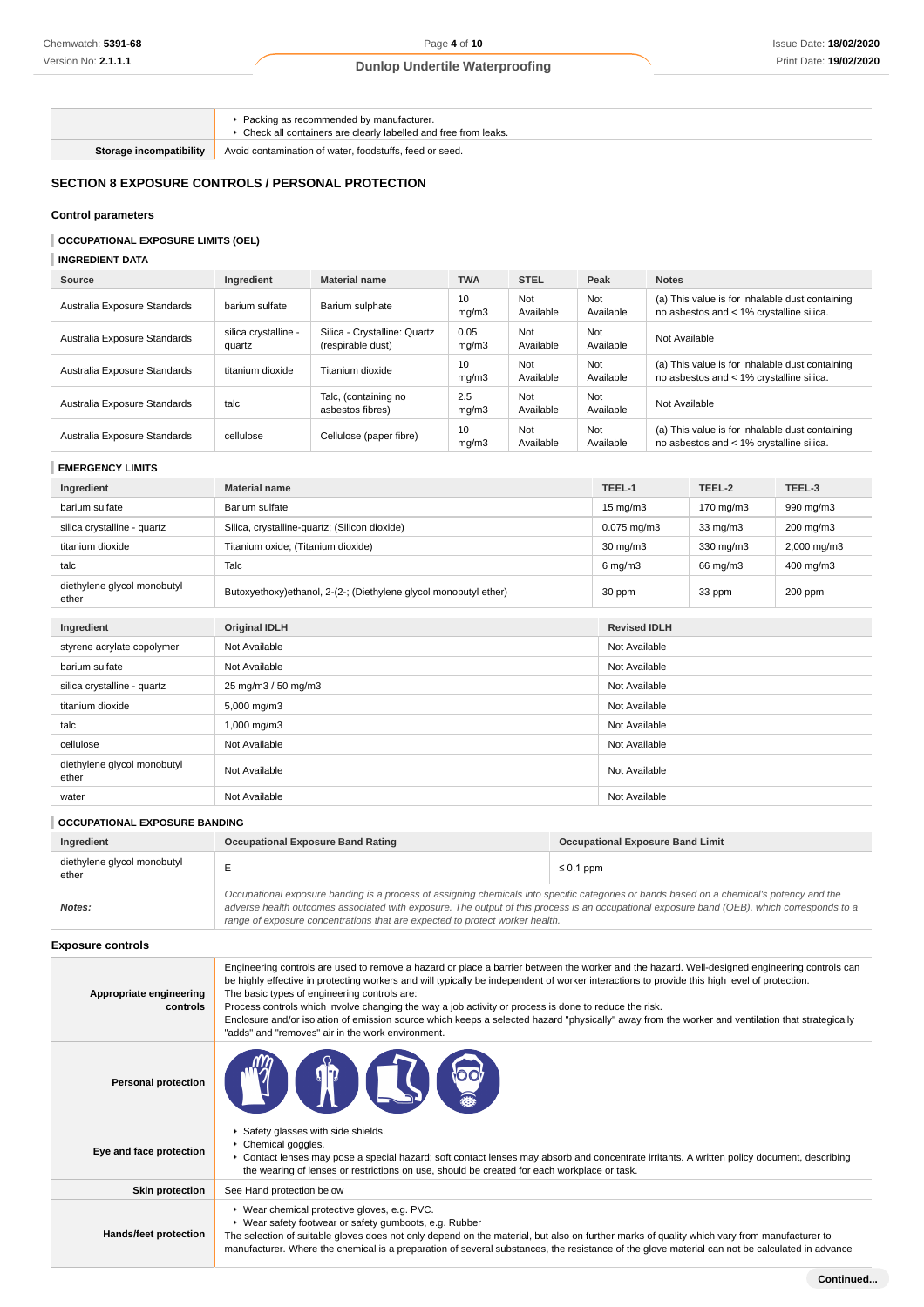| | |
|---|---|
| | ▸ Packing as recommended by manufacturer.<br>▸ Check all containers are clearly labelled and free from leaks. |
| **Storage incompatibility** | Avoid contamination of water, foodstuffs, feed or seed. |

## SECTION 8 EXPOSURE CONTROLS / PERSONAL PROTECTION

### Control parameters

#### OCCUPATIONAL EXPOSURE LIMITS (OEL)

#### INGREDIENT DATA

| Source | Ingredient | Material name | TWA | STEL | Peak | Notes |
|---|---|---|---|---|---|---|
| Australia Exposure Standards | barium sulfate | Barium sulphate | 10 mg/m3 | Not Available | Not Available | (a) This value is for inhalable dust containing no asbestos and < 1% crystalline silica. |
| Australia Exposure Standards | silica crystalline - quartz | Silica - Crystalline: Quartz (respirable dust) | 0.05 mg/m3 | Not Available | Not Available | Not Available |
| Australia Exposure Standards | titanium dioxide | Titanium dioxide | 10 mg/m3 | Not Available | Not Available | (a) This value is for inhalable dust containing no asbestos and < 1% crystalline silica. |
| Australia Exposure Standards | talc | Talc, (containing no asbestos fibres) | 2.5 mg/m3 | Not Available | Not Available | Not Available |
| Australia Exposure Standards | cellulose | Cellulose (paper fibre) | 10 mg/m3 | Not Available | Not Available | (a) This value is for inhalable dust containing no asbestos and < 1% crystalline silica. |

#### EMERGENCY LIMITS

| Ingredient | Material name | TEEL-1 | TEEL-2 | TEEL-3 |
|---|---|---|---|---|
| barium sulfate | Barium sulfate | 15 mg/m3 | 170 mg/m3 | 990 mg/m3 |
| silica crystalline - quartz | Silica, crystalline-quartz; (Silicon dioxide) | 0.075 mg/m3 | 33 mg/m3 | 200 mg/m3 |
| titanium dioxide | Titanium oxide; (Titanium dioxide) | 30 mg/m3 | 330 mg/m3 | 2,000 mg/m3 |
| talc | Talc | 6 mg/m3 | 66 mg/m3 | 400 mg/m3 |
| diethylene glycol monobutyl ether | Butoxyethoxy)ethanol, 2-(2-; (Diethylene glycol monobutyl ether) | 30 ppm | 33 ppm | 200 ppm |

| Ingredient | Original IDLH | Revised IDLH |
|---|---|---|
| styrene acrylate copolymer | Not Available | Not Available |
| barium sulfate | Not Available | Not Available |
| silica crystalline - quartz | 25 mg/m3 / 50 mg/m3 | Not Available |
| titanium dioxide | 5,000 mg/m3 | Not Available |
| talc | 1,000 mg/m3 | Not Available |
| cellulose | Not Available | Not Available |
| diethylene glycol monobutyl ether | Not Available | Not Available |
| water | Not Available | Not Available |

#### OCCUPATIONAL EXPOSURE BANDING

| Ingredient | Occupational Exposure Band Rating | Occupational Exposure Band Limit |
|---|---|---|
| diethylene glycol monobutyl ether | E | ≤ 0.1 ppm |
| ***Notes:*** | *Occupational exposure banding is a process of assigning chemicals into specific categories or bands based on a chemical's potency and the adverse health outcomes associated with exposure. The output of this process is an occupational exposure band (OEB), which corresponds to a range of exposure concentrations that are expected to protect worker health.* | |

### Exposure controls

| | |
|---|---|
| **Appropriate engineering controls** | Engineering controls are used to remove a hazard or place a barrier between the worker and the hazard. Well-designed engineering controls can be highly effective in protecting workers and will typically be independent of worker interactions to provide this high level of protection.<br>The basic types of engineering controls are:<br>Process controls which involve changing the way a job activity or process is done to reduce the risk.<br>Enclosure and/or isolation of emission source which keeps a selected hazard "physically" away from the worker and ventilation that strategically "adds" and "removes" air in the work environment. |
| **Personal protection** | |
| **Eye and face protection** | ▸ Safety glasses with side shields.<br>▸ Chemical goggles.<br>▸ Contact lenses may pose a special hazard; soft contact lenses may absorb and concentrate irritants. A written policy document, describing the wearing of lenses or restrictions on use, should be created for each workplace or task. |
| **Skin protection** | See Hand protection below |
| **Hands/feet protection** | ▸ Wear chemical protective gloves, e.g. PVC.<br>▸ Wear safety footwear or safety gumboots, e.g. Rubber<br>The selection of suitable gloves does not only depend on the material, but also on further marks of quality which vary from manufacturer to manufacturer. Where the chemical is a preparation of several substances, the resistance of the glove material can not be calculated in advance |

Continued...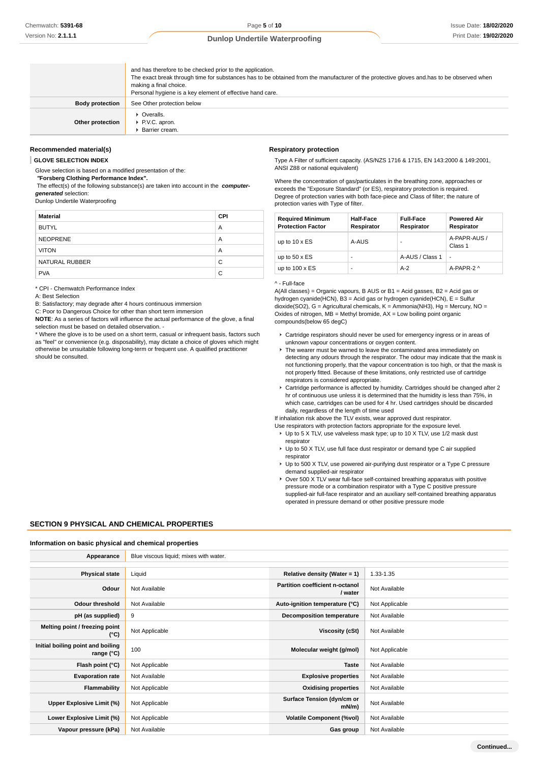| | |
|---|---|
| | and has therefore to be checked prior to the application.<br>The exact break through time for substances has to be obtained from the manufacturer of the protective gloves and.has to be observed when making a final choice.<br>Personal hygiene is a key element of effective hand care. |
| **Body protection** | See Other protection below |
| **Other protection** | ▸ Overalls.<br>▸ P.V.C. apron.<br>▸ Barrier cream. |

### Recommended material(s)

**GLOVE SELECTION INDEX**

Glove selection is based on a modified presentation of the:
**"Forsberg Clothing Performance Index".**
The effect(s) of the following substance(s) are taken into account in the ***computer-generated*** selection:
Dunlop Undertile Waterproofing

| Material | CPI |
|---|---|
| BUTYL | A |
| NEOPRENE | A |
| VITON | A |
| NATURAL RUBBER | C |
| PVA | C |

\* CPI - Chemwatch Performance Index
A: Best Selection
B: Satisfactory; may degrade after 4 hours continuous immersion
C: Poor to Dangerous Choice for other than short term immersion
**NOTE**: As a series of factors will influence the actual performance of the glove, a final selection must be based on detailed observation. -
\* Where the glove is to be used on a short term, casual or infrequent basis, factors such as "feel" or convenience (e.g. disposability), may dictate a choice of gloves which might otherwise be unsuitable following long-term or frequent use. A qualified practitioner should be consulted.

### Respiratory protection

Type A Filter of sufficient capacity. (AS/NZS 1716 & 1715, EN 143:2000 & 149:2001, ANSI Z88 or national equivalent)

Where the concentration of gas/particulates in the breathing zone, approaches or exceeds the "Exposure Standard" (or ES), respiratory protection is required.
Degree of protection varies with both face-piece and Class of filter; the nature of protection varies with Type of filter.

| Required Minimum Protection Factor | Half-Face Respirator | Full-Face Respirator | Powered Air Respirator |
|---|---|---|---|
| up to 10 x ES | A-AUS | - | A-PAPR-AUS / Class 1 |
| up to 50 x ES | - | A-AUS / Class 1 | - |
| up to 100 x ES | - | A-2 | A-PAPR-2 ^ |

^ - Full-face
A(All classes) = Organic vapours, B AUS or B1 = Acid gasses, B2 = Acid gas or hydrogen cyanide(HCN), B3 = Acid gas or hydrogen cyanide(HCN), E = Sulfur dioxide(SO2), G = Agricultural chemicals, K = Ammonia(NH3), Hg = Mercury, NO = Oxides of nitrogen, MB = Methyl bromide, AX = Low boiling point organic compounds(below 65 degC)

- Cartridge respirators should never be used for emergency ingress or in areas of unknown vapour concentrations or oxygen content.
- The wearer must be warned to leave the contaminated area immediately on detecting any odours through the respirator. The odour may indicate that the mask is not functioning properly, that the vapour concentration is too high, or that the mask is not properly fitted. Because of these limitations, only restricted use of cartridge respirators is considered appropriate.
- Cartridge performance is affected by humidity. Cartridges should be changed after 2 hr of continuous use unless it is determined that the humidity is less than 75%, in which case, cartridges can be used for 4 hr. Used cartridges should be discarded daily, regardless of the length of time used

If inhalation risk above the TLV exists, wear approved dust respirator.
Use respirators with protection factors appropriate for the exposure level.

- Up to 5 X TLV, use valveless mask type; up to 10 X TLV, use 1/2 mask dust respirator
- Up to 50 X TLV, use full face dust respirator or demand type C air supplied respirator
- Up to 500 X TLV, use powered air-purifying dust respirator or a Type C pressure demand supplied-air respirator
- Over 500 X TLV wear full-face self-contained breathing apparatus with positive pressure mode or a combination respirator with a Type C positive pressure supplied-air full-face respirator and an auxiliary self-contained breathing apparatus operated in pressure demand or other positive pressure mode

## SECTION 9 PHYSICAL AND CHEMICAL PROPERTIES

### Information on basic physical and chemical properties

| | | | |
|---|---|---|---|
| **Appearance** | Blue viscous liquid; mixes with water. | | |
| **Physical state** | Liquid | **Relative density (Water = 1)** | 1.33-1.35 |
| **Odour** | Not Available | **Partition coefficient n-octanol / water** | Not Available |
| **Odour threshold** | Not Available | **Auto-ignition temperature (°C)** | Not Applicable |
| **pH (as supplied)** | 9 | **Decomposition temperature** | Not Available |
| **Melting point / freezing point (°C)** | Not Applicable | **Viscosity (cSt)** | Not Available |
| **Initial boiling point and boiling range (°C)** | 100 | **Molecular weight (g/mol)** | Not Applicable |
| **Flash point (°C)** | Not Applicable | **Taste** | Not Available |
| **Evaporation rate** | Not Available | **Explosive properties** | Not Available |
| **Flammability** | Not Applicable | **Oxidising properties** | Not Available |
| **Upper Explosive Limit (%)** | Not Applicable | **Surface Tension (dyn/cm or mN/m)** | Not Available |
| **Lower Explosive Limit (%)** | Not Applicable | **Volatile Component (%vol)** | Not Available |
| **Vapour pressure (kPa)** | Not Available | **Gas group** | Not Available |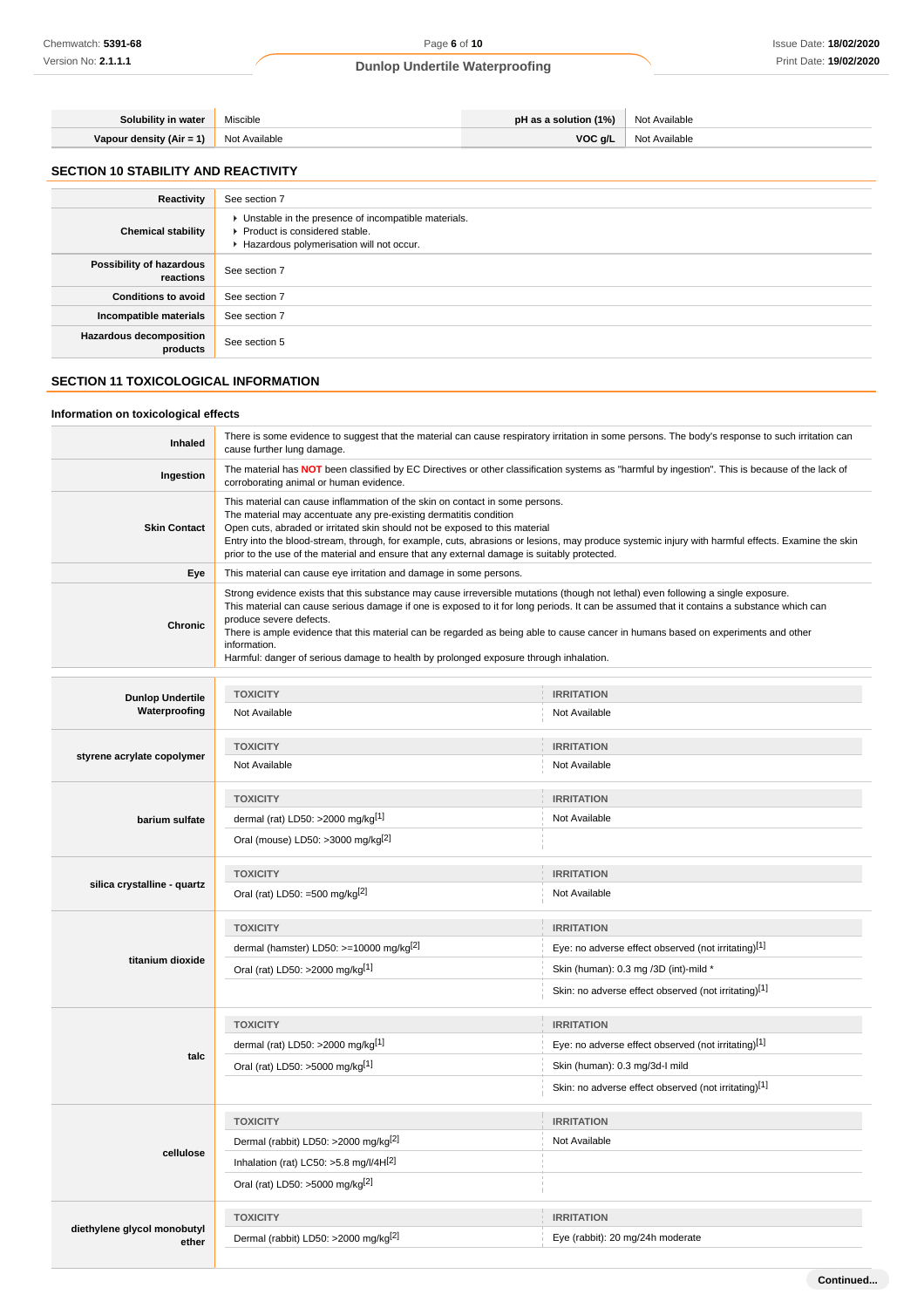| | | | |
|---|---|---|---|
| **Solubility in water** | Miscible | **pH as a solution (1%)** | Not Available |
| **Vapour density (Air = 1)** | Not Available | **VOC g/L** | Not Available |

## SECTION 10 STABILITY AND REACTIVITY

| | |
|---|---|
| **Reactivity** | See section 7 |
| **Chemical stability** | ▸ Unstable in the presence of incompatible materials.<br>▸ Product is considered stable.<br>▸ Hazardous polymerisation will not occur. |
| **Possibility of hazardous reactions** | See section 7 |
| **Conditions to avoid** | See section 7 |
| **Incompatible materials** | See section 7 |
| **Hazardous decomposition products** | See section 5 |

## SECTION 11 TOXICOLOGICAL INFORMATION

### Information on toxicological effects

| | |
|---|---|
| **Inhaled** | There is some evidence to suggest that the material can cause respiratory irritation in some persons. The body's response to such irritation can cause further lung damage. |
| **Ingestion** | The material has **NOT** been classified by EC Directives or other classification systems as "harmful by ingestion". This is because of the lack of corroborating animal or human evidence. |
| **Skin Contact** | This material can cause inflammation of the skin on contact in some persons.<br>The material may accentuate any pre-existing dermatitis condition<br>Open cuts, abraded or irritated skin should not be exposed to this material<br>Entry into the blood-stream, through, for example, cuts, abrasions or lesions, may produce systemic injury with harmful effects. Examine the skin prior to the use of the material and ensure that any external damage is suitably protected. |
| **Eye** | This material can cause eye irritation and damage in some persons. |
| **Chronic** | Strong evidence exists that this substance may cause irreversible mutations (though not lethal) even following a single exposure.<br>This material can cause serious damage if one is exposed to it for long periods. It can be assumed that it contains a substance which can produce severe defects.<br>There is ample evidence that this material can be regarded as being able to cause cancer in humans based on experiments and other information.<br>Harmful: danger of serious damage to health by prolonged exposure through inhalation. |

| | TOXICITY | IRRITATION |
|---|---|---|
| **Dunlop Undertile Waterproofing** | Not Available | Not Available |
| **styrene acrylate copolymer** | Not Available | Not Available |
| **barium sulfate** | dermal (rat) LD50: >2000 mg/kg[1] | Not Available |
| | Oral (mouse) LD50: >3000 mg/kg[2] | |
| **silica crystalline - quartz** | Oral (rat) LD50: =500 mg/kg[2] | Not Available |
| **titanium dioxide** | dermal (hamster) LD50: >=10000 mg/kg[2] | Eye: no adverse effect observed (not irritating)[1] |
| | Oral (rat) LD50: >2000 mg/kg[1] | Skin (human): 0.3 mg /3D (int)-mild * |
| | | Skin: no adverse effect observed (not irritating)[1] |
| **talc** | dermal (rat) LD50: >2000 mg/kg[1] | Eye: no adverse effect observed (not irritating)[1] |
| | Oral (rat) LD50: >5000 mg/kg[1] | Skin (human): 0.3 mg/3d-I mild |
| | | Skin: no adverse effect observed (not irritating)[1] |
| **cellulose** | Dermal (rabbit) LD50: >2000 mg/kg[2] | Not Available |
| | Inhalation (rat) LC50: >5.8 mg/l/4H[2] | |
| | Oral (rat) LD50: >5000 mg/kg[2] | |
| **diethylene glycol monobutyl ether** | Dermal (rabbit) LD50: >2000 mg/kg[2] | Eye (rabbit): 20 mg/24h moderate |

Continued...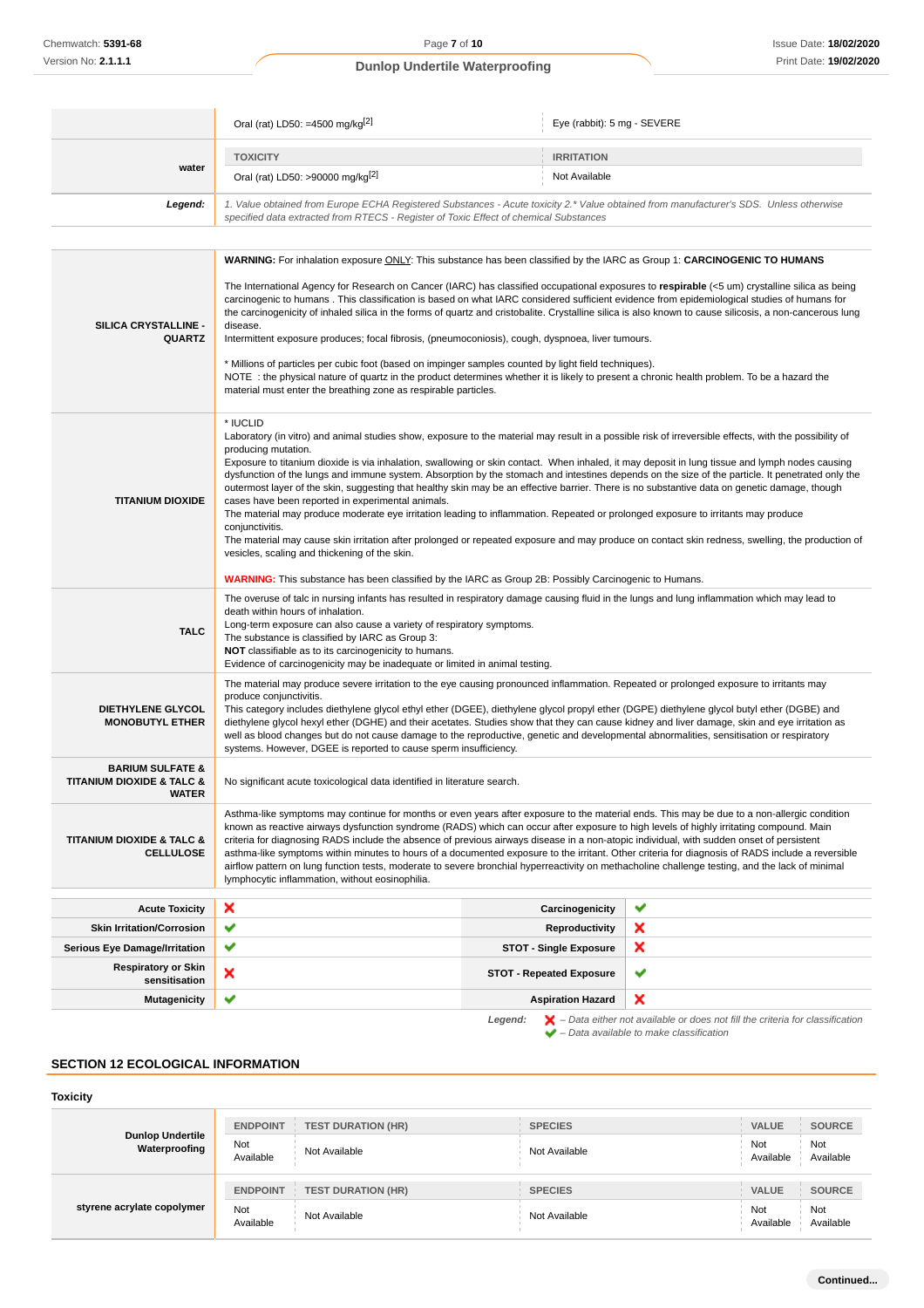| | | |
|---|---|---|
| | Oral (rat) LD50: =4500 mg/kg[2] | Eye (rabbit): 5 mg - SEVERE |
| **water** | **TOXICITY** | **IRRITATION** |
| | Oral (rat) LD50: >90000 mg/kg[2] | Not Available |
| ***Legend:*** | *1. Value obtained from Europe ECHA Registered Substances - Acute toxicity 2.* Value obtained from manufacturer's SDS. Unless otherwise specified data extracted from RTECS - Register of Toxic Effect of chemical Substances* | |

| | |
|---|---|
| **SILICA CRYSTALLINE - QUARTZ** | **WARNING:** For inhalation exposure ONLY: This substance has been classified by the IARC as Group 1: **CARCINOGENIC TO HUMANS**<br><br>The International Agency for Research on Cancer (IARC) has classified occupational exposures to **respirable** (<5 um) crystalline silica as being carcinogenic to humans . This classification is based on what IARC considered sufficient evidence from epidemiological studies of humans for the carcinogenicity of inhaled silica in the forms of quartz and cristobalite. Crystalline silica is also known to cause silicosis, a non-cancerous lung disease.<br>Intermittent exposure produces; focal fibrosis, (pneumoconiosis), cough, dyspnoea, liver tumours.<br><br>* Millions of particles per cubic foot (based on impinger samples counted by light field techniques).<br>NOTE : the physical nature of quartz in the product determines whether it is likely to present a chronic health problem. To be a hazard the material must enter the breathing zone as respirable particles. |
| **TITANIUM DIOXIDE** | * IUCLID<br>Laboratory (in vitro) and animal studies show, exposure to the material may result in a possible risk of irreversible effects, with the possibility of producing mutation.<br>Exposure to titanium dioxide is via inhalation, swallowing or skin contact. When inhaled, it may deposit in lung tissue and lymph nodes causing dysfunction of the lungs and immune system. Absorption by the stomach and intestines depends on the size of the particle. It penetrated only the outermost layer of the skin, suggesting that healthy skin may be an effective barrier. There is no substantive data on genetic damage, though cases have been reported in experimental animals.<br>The material may produce moderate eye irritation leading to inflammation. Repeated or prolonged exposure to irritants may produce conjunctivitis.<br>The material may cause skin irritation after prolonged or repeated exposure and may produce on contact skin redness, swelling, the production of vesicles, scaling and thickening of the skin.<br><br>**WARNING:** This substance has been classified by the IARC as Group 2B: Possibly Carcinogenic to Humans. |
| **TALC** | The overuse of talc in nursing infants has resulted in respiratory damage causing fluid in the lungs and lung inflammation which may lead to death within hours of inhalation.<br>Long-term exposure can also cause a variety of respiratory symptoms.<br>The substance is classified by IARC as Group 3:<br>**NOT** classifiable as to its carcinogenicity to humans.<br>Evidence of carcinogenicity may be inadequate or limited in animal testing. |
| **DIETHYLENE GLYCOL MONOBUTYL ETHER** | The material may produce severe irritation to the eye causing pronounced inflammation. Repeated or prolonged exposure to irritants may produce conjunctivitis.<br>This category includes diethylene glycol ethyl ether (DGEE), diethylene glycol propyl ether (DGPE) diethylene glycol butyl ether (DGBE) and diethylene glycol hexyl ether (DGHE) and their acetates. Studies show that they can cause kidney and liver damage, skin and eye irritation as well as blood changes but do not cause damage to the reproductive, genetic and developmental abnormalities, sensitisation or respiratory systems. However, DGEE is reported to cause sperm insufficiency. |
| **BARIUM SULFATE & TITANIUM DIOXIDE & TALC & WATER** | No significant acute toxicological data identified in literature search. |
| **TITANIUM DIOXIDE & TALC & CELLULOSE** | Asthma-like symptoms may continue for months or even years after exposure to the material ends. This may be due to a non-allergic condition known as reactive airways dysfunction syndrome (RADS) which can occur after exposure to high levels of highly irritating compound. Main criteria for diagnosing RADS include the absence of previous airways disease in a non-atopic individual, with sudden onset of persistent asthma-like symptoms within minutes to hours of a documented exposure to the irritant. Other criteria for diagnosis of RADS include a reversible airflow pattern on lung function tests, moderate to severe bronchial hyperreactivity on methacholine challenge testing, and the lack of minimal lymphocytic inflammation, without eosinophilia. |

| | | | |
|---|---|---|---|
| **Acute Toxicity** | ✘ | **Carcinogenicity** | ✔ |
| **Skin Irritation/Corrosion** | ✔ | **Reproductivity** | ✘ |
| **Serious Eye Damage/Irritation** | ✔ | **STOT - Single Exposure** | ✘ |
| **Respiratory or Skin sensitisation** | ✘ | **STOT - Repeated Exposure** | ✔ |
| **Mutagenicity** | ✔ | **Aspiration Hazard** | ✘ |

***Legend:*** ✘ *– Data either not available or does not fill the criteria for classification*
✔ *– Data available to make classification*

## SECTION 12 ECOLOGICAL INFORMATION

### Toxicity

| | ENDPOINT | TEST DURATION (HR) | SPECIES | VALUE | SOURCE |
|---|---|---|---|---|---|
| **Dunlop Undertile Waterproofing** | Not Available | Not Available | Not Available | Not Available | Not Available |
| **styrene acrylate copolymer** | **ENDPOINT** | **TEST DURATION (HR)** | **SPECIES** | **VALUE** | **SOURCE** |
| | Not Available | Not Available | Not Available | Not Available | Not Available |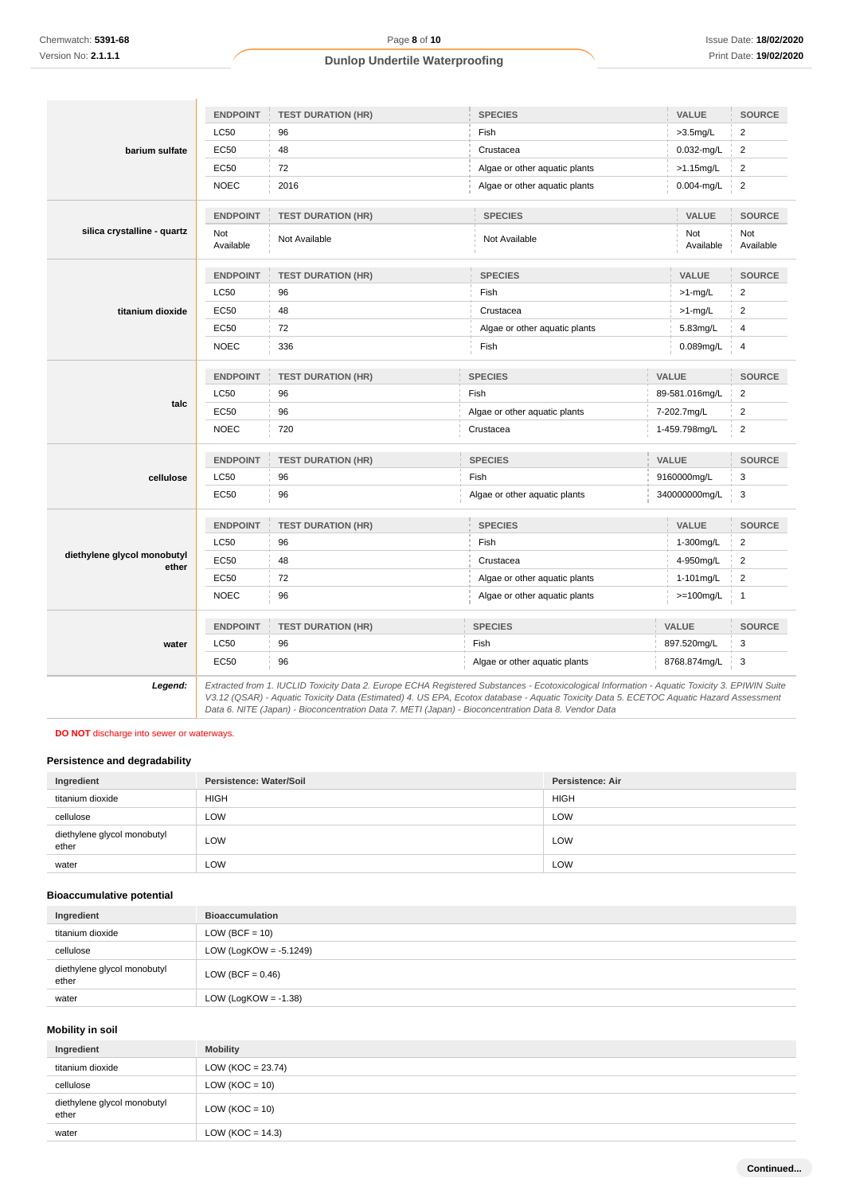| | ENDPOINT | TEST DURATION (HR) | SPECIES | VALUE | SOURCE |
|---|---|---|---|---|---|
| **barium sulfate** | LC50 | 96 | Fish | >3.5mg/L | 2 |
| | EC50 | 48 | Crustacea | 0.032-mg/L | 2 |
| | EC50 | 72 | Algae or other aquatic plants | >1.15mg/L | 2 |
| | NOEC | 2016 | Algae or other aquatic plants | 0.004-mg/L | 2 |

| | ENDPOINT | TEST DURATION (HR) | SPECIES | VALUE | SOURCE |
|---|---|---|---|---|---|
| **silica crystalline - quartz** | Not Available | Not Available | Not Available | Not Available | Not Available |

| | ENDPOINT | TEST DURATION (HR) | SPECIES | VALUE | SOURCE |
|---|---|---|---|---|---|
| **titanium dioxide** | LC50 | 96 | Fish | >1-mg/L | 2 |
| | EC50 | 48 | Crustacea | >1-mg/L | 2 |
| | EC50 | 72 | Algae or other aquatic plants | 5.83mg/L | 4 |
| | NOEC | 336 | Fish | 0.089mg/L | 4 |

| | ENDPOINT | TEST DURATION (HR) | SPECIES | VALUE | SOURCE |
|---|---|---|---|---|---|
| **talc** | LC50 | 96 | Fish | 89-581.016mg/L | 2 |
| | EC50 | 96 | Algae or other aquatic plants | 7-202.7mg/L | 2 |
| | NOEC | 720 | Crustacea | 1-459.798mg/L | 2 |

| | ENDPOINT | TEST DURATION (HR) | SPECIES | VALUE | SOURCE |
|---|---|---|---|---|---|
| **cellulose** | LC50 | 96 | Fish | 9160000mg/L | 3 |
| | EC50 | 96 | Algae or other aquatic plants | 340000000mg/L | 3 |

| | ENDPOINT | TEST DURATION (HR) | SPECIES | VALUE | SOURCE |
|---|---|---|---|---|---|
| **diethylene glycol monobutyl ether** | LC50 | 96 | Fish | 1-300mg/L | 2 |
| | EC50 | 48 | Crustacea | 4-950mg/L | 2 |
| | EC50 | 72 | Algae or other aquatic plants | 1-101mg/L | 2 |
| | NOEC | 96 | Algae or other aquatic plants | >=100mg/L | 1 |

| | ENDPOINT | TEST DURATION (HR) | SPECIES | VALUE | SOURCE |
|---|---|---|---|---|---|
| **water** | LC50 | 96 | Fish | 897.520mg/L | 3 |
| | EC50 | 96 | Algae or other aquatic plants | 8768.874mg/L | 3 |

***Legend:*** *Extracted from 1. IUCLID Toxicity Data 2. Europe ECHA Registered Substances - Ecotoxicological Information - Aquatic Toxicity 3. EPIWIN Suite V3.12 (QSAR) - Aquatic Toxicity Data (Estimated) 4. US EPA, Ecotox database - Aquatic Toxicity Data 5. ECETOC Aquatic Hazard Assessment Data 6. NITE (Japan) - Bioconcentration Data 7. METI (Japan) - Bioconcentration Data 8. Vendor Data*

**DO NOT** discharge into sewer or waterways.

### Persistence and degradability

| Ingredient | Persistence: Water/Soil | Persistence: Air |
|---|---|---|
| titanium dioxide | HIGH | HIGH |
| cellulose | LOW | LOW |
| diethylene glycol monobutyl ether | LOW | LOW |
| water | LOW | LOW |

### Bioaccumulative potential

| Ingredient | Bioaccumulation |
|---|---|
| titanium dioxide | LOW (BCF = 10) |
| cellulose | LOW (LogKOW = -5.1249) |
| diethylene glycol monobutyl ether | LOW (BCF = 0.46) |
| water | LOW (LogKOW = -1.38) |

### Mobility in soil

| Ingredient | Mobility |
|---|---|
| titanium dioxide | LOW (KOC = 23.74) |
| cellulose | LOW (KOC = 10) |
| diethylene glycol monobutyl ether | LOW (KOC = 10) |
| water | LOW (KOC = 14.3) |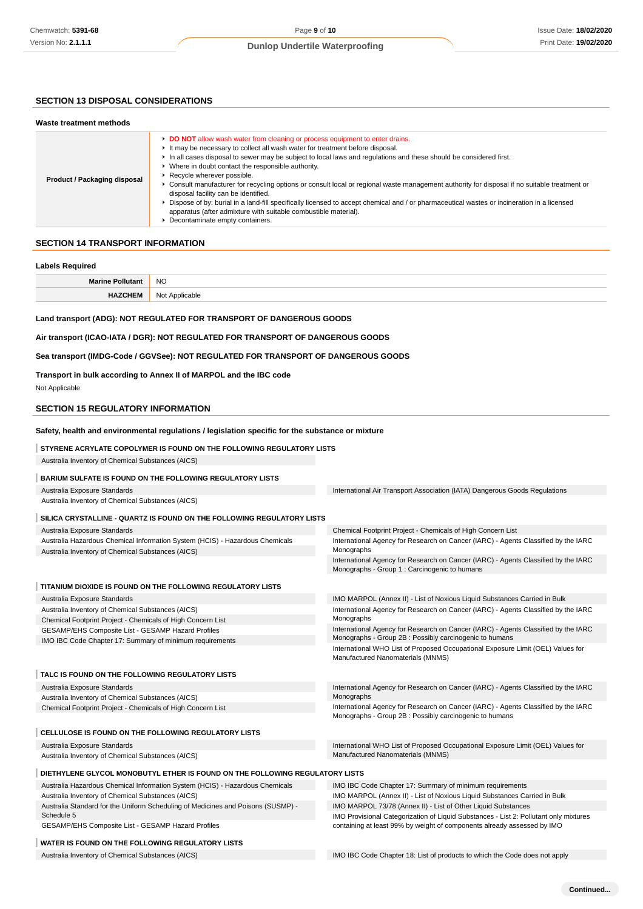## SECTION 13 DISPOSAL CONSIDERATIONS

### Waste treatment methods

| | |
|---|---|
| **Product / Packaging disposal** | ▸ **DO NOT** allow wash water from cleaning or process equipment to enter drains.<br>▸ It may be necessary to collect all wash water for treatment before disposal.<br>▸ In all cases disposal to sewer may be subject to local laws and regulations and these should be considered first.<br>▸ Where in doubt contact the responsible authority.<br>▸ Recycle wherever possible.<br>▸ Consult manufacturer for recycling options or consult local or regional waste management authority for disposal if no suitable treatment or disposal facility can be identified.<br>▸ Dispose of by: burial in a land-fill specifically licensed to accept chemical and / or pharmaceutical wastes or incineration in a licensed apparatus (after admixture with suitable combustible material).<br>▸ Decontaminate empty containers. |

## SECTION 14 TRANSPORT INFORMATION

### Labels Required

| | |
|---|---|
| **Marine Pollutant** | NO |
| **HAZCHEM** | Not Applicable |

**Land transport (ADG): NOT REGULATED FOR TRANSPORT OF DANGEROUS GOODS**

**Air transport (ICAO-IATA / DGR): NOT REGULATED FOR TRANSPORT OF DANGEROUS GOODS**

**Sea transport (IMDG-Code / GGVSee): NOT REGULATED FOR TRANSPORT OF DANGEROUS GOODS**

**Transport in bulk according to Annex II of MARPOL and the IBC code**

Not Applicable

## SECTION 15 REGULATORY INFORMATION

### Safety, health and environmental regulations / legislation specific for the substance or mixture

**STYRENE ACRYLATE COPOLYMER IS FOUND ON THE FOLLOWING REGULATORY LISTS**

Australia Inventory of Chemical Substances (AICS)

**BARIUM SULFATE IS FOUND ON THE FOLLOWING REGULATORY LISTS**

Australia Exposure Standards
Australia Inventory of Chemical Substances (AICS)
International Air Transport Association (IATA) Dangerous Goods Regulations

**SILICA CRYSTALLINE - QUARTZ IS FOUND ON THE FOLLOWING REGULATORY LISTS**

Australia Exposure Standards
Australia Hazardous Chemical Information System (HCIS) - Hazardous Chemicals
Australia Inventory of Chemical Substances (AICS)
Chemical Footprint Project - Chemicals of High Concern List
International Agency for Research on Cancer (IARC) - Agents Classified by the IARC Monographs
International Agency for Research on Cancer (IARC) - Agents Classified by the IARC Monographs - Group 1 : Carcinogenic to humans

**TITANIUM DIOXIDE IS FOUND ON THE FOLLOWING REGULATORY LISTS**

Australia Exposure Standards
Australia Inventory of Chemical Substances (AICS)
Chemical Footprint Project - Chemicals of High Concern List
GESAMP/EHS Composite List - GESAMP Hazard Profiles
IMO IBC Code Chapter 17: Summary of minimum requirements
IMO MARPOL (Annex II) - List of Noxious Liquid Substances Carried in Bulk
International Agency for Research on Cancer (IARC) - Agents Classified by the IARC Monographs
International Agency for Research on Cancer (IARC) - Agents Classified by the IARC Monographs - Group 2B : Possibly carcinogenic to humans
International WHO List of Proposed Occupational Exposure Limit (OEL) Values for Manufactured Nanomaterials (MNMS)

**TALC IS FOUND ON THE FOLLOWING REGULATORY LISTS**

Australia Exposure Standards
Australia Inventory of Chemical Substances (AICS)
Chemical Footprint Project - Chemicals of High Concern List
International Agency for Research on Cancer (IARC) - Agents Classified by the IARC Monographs
International Agency for Research on Cancer (IARC) - Agents Classified by the IARC Monographs - Group 2B : Possibly carcinogenic to humans

**CELLULOSE IS FOUND ON THE FOLLOWING REGULATORY LISTS**

Australia Exposure Standards
Australia Inventory of Chemical Substances (AICS)
International WHO List of Proposed Occupational Exposure Limit (OEL) Values for Manufactured Nanomaterials (MNMS)

**DIETHYLENE GLYCOL MONOBUTYL ETHER IS FOUND ON THE FOLLOWING REGULATORY LISTS**

Australia Hazardous Chemical Information System (HCIS) - Hazardous Chemicals
Australia Inventory of Chemical Substances (AICS)
Australia Standard for the Uniform Scheduling of Medicines and Poisons (SUSMP) - Schedule 5
GESAMP/EHS Composite List - GESAMP Hazard Profiles
IMO IBC Code Chapter 17: Summary of minimum requirements
IMO MARPOL (Annex II) - List of Noxious Liquid Substances Carried in Bulk
IMO MARPOL 73/78 (Annex II) - List of Other Liquid Substances
IMO Provisional Categorization of Liquid Substances - List 2: Pollutant only mixtures containing at least 99% by weight of components already assessed by IMO

**WATER IS FOUND ON THE FOLLOWING REGULATORY LISTS**

Australia Inventory of Chemical Substances (AICS)
IMO IBC Code Chapter 18: List of products to which the Code does not apply

Continued...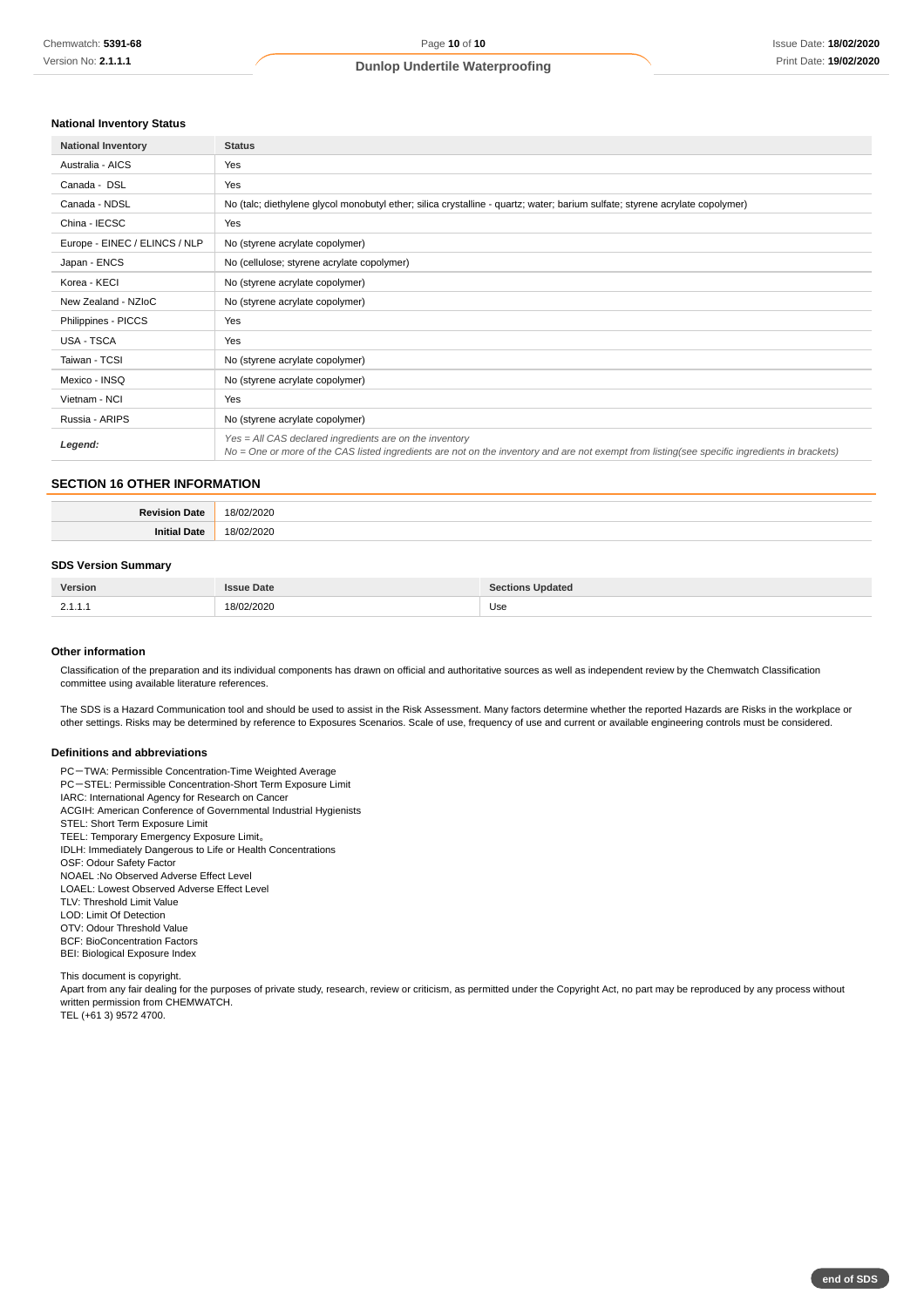### National Inventory Status

| National Inventory | Status |
| --- | --- |
| Australia - AICS | Yes |
| Canada - DSL | Yes |
| Canada - NDSL | No (talc; diethylene glycol monobutyl ether; silica crystalline - quartz; water; barium sulfate; styrene acrylate copolymer) |
| China - IECSC | Yes |
| Europe - EINEC / ELINCS / NLP | No (styrene acrylate copolymer) |
| Japan - ENCS | No (cellulose; styrene acrylate copolymer) |
| Korea - KECI | No (styrene acrylate copolymer) |
| New Zealand - NZIoC | No (styrene acrylate copolymer) |
| Philippines - PICCS | Yes |
| USA - TSCA | Yes |
| Taiwan - TCSI | No (styrene acrylate copolymer) |
| Mexico - INSQ | No (styrene acrylate copolymer) |
| Vietnam - NCI | Yes |
| Russia - ARIPS | No (styrene acrylate copolymer) |
| ***Legend:*** | *Yes = All CAS declared ingredients are on the inventory*<br>*No = One or more of the CAS listed ingredients are not on the inventory and are not exempt from listing(see specific ingredients in brackets)* |

## SECTION 16 OTHER INFORMATION

| | |
| --- | --- |
| **Revision Date** | 18/02/2020 |
| **Initial Date** | 18/02/2020 |

### SDS Version Summary

| Version | Issue Date | Sections Updated |
| --- | --- | --- |
| 2.1.1.1 | 18/02/2020 | Use |

### Other information

Classification of the preparation and its individual components has drawn on official and authoritative sources as well as independent review by the Chemwatch Classification committee using available literature references.

The SDS is a Hazard Communication tool and should be used to assist in the Risk Assessment. Many factors determine whether the reported Hazards are Risks in the workplace or other settings. Risks may be determined by reference to Exposures Scenarios. Scale of use, frequency of use and current or available engineering controls must be considered.

### Definitions and abbreviations

PC－TWA: Permissible Concentration-Time Weighted Average
PC－STEL: Permissible Concentration-Short Term Exposure Limit
IARC: International Agency for Research on Cancer
ACGIH: American Conference of Governmental Industrial Hygienists
STEL: Short Term Exposure Limit
TEEL: Temporary Emergency Exposure Limit。
IDLH: Immediately Dangerous to Life or Health Concentrations
OSF: Odour Safety Factor
NOAEL :No Observed Adverse Effect Level
LOAEL: Lowest Observed Adverse Effect Level
TLV: Threshold Limit Value
LOD: Limit Of Detection
OTV: Odour Threshold Value
BCF: BioConcentration Factors
BEI: Biological Exposure Index

This document is copyright.
Apart from any fair dealing for the purposes of private study, research, review or criticism, as permitted under the Copyright Act, no part may be reproduced by any process without written permission from CHEMWATCH.
TEL (+61 3) 9572 4700.

end of SDS